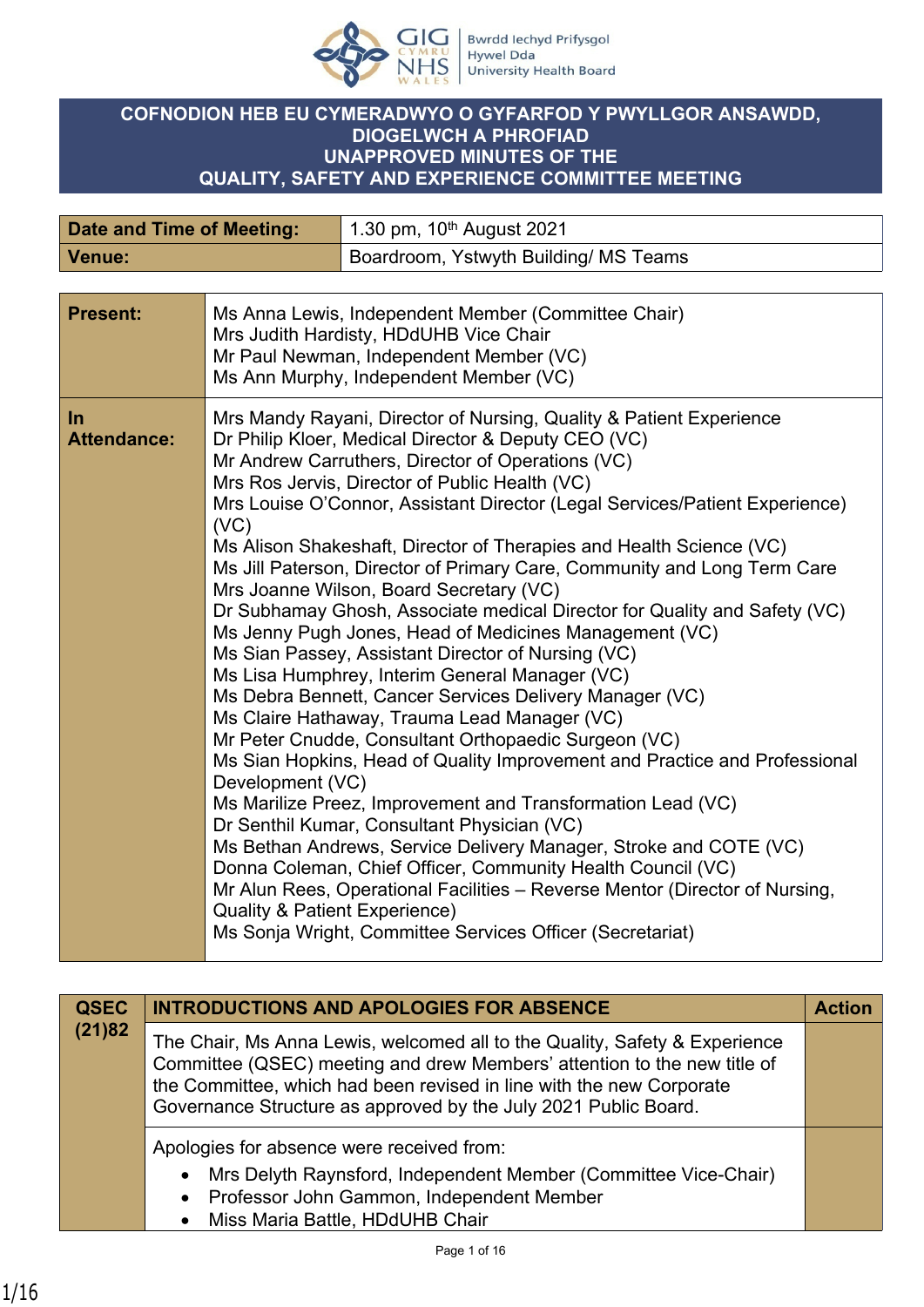# COFNODION HEB EU CYMERADWYO O GYFARFOD Y PWYLLGOR ANSAWDD, DIOGELWCH A PHROFIAD
# UNAPPROVED MINUTES OF THE QUALITY, SAFETY AND EXPERIENCE COMMITTEE MEETING

| Date and Time of Meeting: | 1.30 pm, 10th August 2021 |
|---|---|
| Venue: | Boardroom, Ystwyth Building/ MS Teams |

| | |
|---|---|
| **Present:** | Ms Anna Lewis, Independent Member (Committee Chair)<br>Mrs Judith Hardisty, HDdUHB Vice Chair<br>Mr Paul Newman, Independent Member (VC)<br>Ms Ann Murphy, Independent Member (VC) |
| **In Attendance:** | Mrs Mandy Rayani, Director of Nursing, Quality & Patient Experience<br>Dr Philip Kloer, Medical Director & Deputy CEO (VC)<br>Mr Andrew Carruthers, Director of Operations (VC)<br>Mrs Ros Jervis, Director of Public Health (VC)<br>Mrs Louise O'Connor, Assistant Director (Legal Services/Patient Experience) (VC)<br>Ms Alison Shakeshaft, Director of Therapies and Health Science (VC)<br>Ms Jill Paterson, Director of Primary Care, Community and Long Term Care<br>Mrs Joanne Wilson, Board Secretary (VC)<br>Dr Subhamay Ghosh, Associate medical Director for Quality and Safety (VC)<br>Ms Jenny Pugh Jones, Head of Medicines Management (VC)<br>Ms Sian Passey, Assistant Director of Nursing (VC)<br>Ms Lisa Humphrey, Interim General Manager (VC)<br>Ms Debra Bennett, Cancer Services Delivery Manager (VC)<br>Ms Claire Hathaway, Trauma Lead Manager (VC)<br>Mr Peter Cnudde, Consultant Orthopaedic Surgeon (VC)<br>Ms Sian Hopkins, Head of Quality Improvement and Practice and Professional Development (VC)<br>Ms Marilize Preez, Improvement and Transformation Lead (VC)<br>Dr Senthil Kumar, Consultant Physician (VC)<br>Ms Bethan Andrews, Service Delivery Manager, Stroke and COTE (VC)<br>Donna Coleman, Chief Officer, Community Health Council (VC)<br>Mr Alun Rees, Operational Facilities – Reverse Mentor (Director of Nursing, Quality & Patient Experience)<br>Ms Sonja Wright, Committee Services Officer (Secretariat) |

| QSEC (21)82 | INTRODUCTIONS AND APOLOGIES FOR ABSENCE | Action |
|---|---|---|
| | The Chair, Ms Anna Lewis, welcomed all to the Quality, Safety & Experience Committee (QSEC) meeting and drew Members' attention to the new title of the Committee, which had been revised in line with the new Corporate Governance Structure as approved by the July 2021 Public Board. | |
| | Apologies for absence were received from:<br>• Mrs Delyth Raynsford, Independent Member (Committee Vice-Chair)<br>• Professor John Gammon, Independent Member<br>• Miss Maria Battle, HDdUHB Chair | |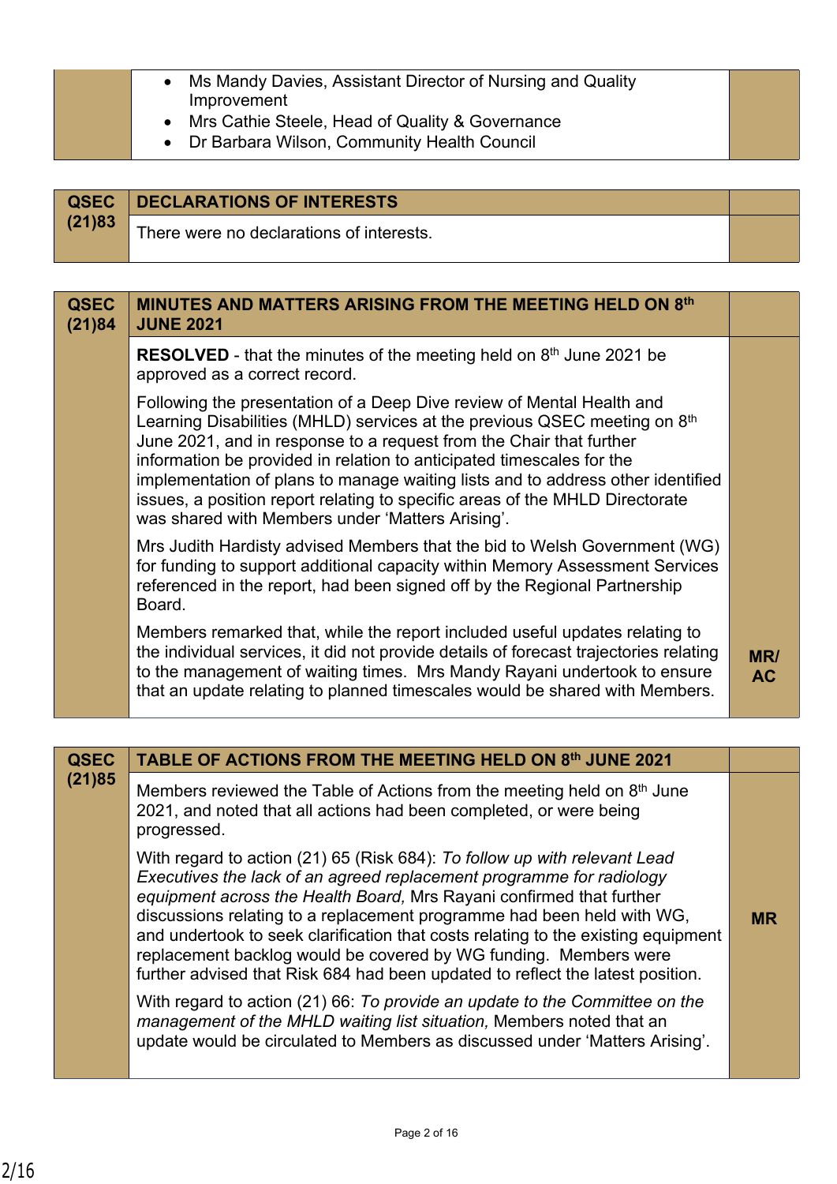| | | |
|---|---|---|
| | • Ms Mandy Davies, Assistant Director of Nursing and Quality Improvement<br>• Mrs Cathie Steele, Head of Quality & Governance<br>• Dr Barbara Wilson, Community Health Council | |

| | | |
|---|---|---|
| **QSEC (21)83** | **DECLARATIONS OF INTERESTS** | |
| | There were no declarations of interests. | |

| | | |
|---|---|---|
| **QSEC (21)84** | **MINUTES AND MATTERS ARISING FROM THE MEETING HELD ON 8th JUNE 2021** | |
| | **RESOLVED** - that the minutes of the meeting held on 8th June 2021 be approved as a correct record.<br><br>Following the presentation of a Deep Dive review of Mental Health and Learning Disabilities (MHLD) services at the previous QSEC meeting on 8th June 2021, and in response to a request from the Chair that further information be provided in relation to anticipated timescales for the implementation of plans to manage waiting lists and to address other identified issues, a position report relating to specific areas of the MHLD Directorate was shared with Members under 'Matters Arising'.<br><br>Mrs Judith Hardisty advised Members that the bid to Welsh Government (WG) for funding to support additional capacity within Memory Assessment Services referenced in the report, had been signed off by the Regional Partnership Board.<br><br>Members remarked that, while the report included useful updates relating to the individual services, it did not provide details of forecast trajectories relating to the management of waiting times. Mrs Mandy Rayani undertook to ensure that an update relating to planned timescales would be shared with Members. | **MR/ AC** |

| | | |
|---|---|---|
| **QSEC (21)85** | **TABLE OF ACTIONS FROM THE MEETING HELD ON 8th JUNE 2021** | |
| | Members reviewed the Table of Actions from the meeting held on 8th June 2021, and noted that all actions had been completed, or were being progressed.<br><br>With regard to action (21) 65 (Risk 684): *To follow up with relevant Lead Executives the lack of an agreed replacement programme for radiology equipment across the Health Board,* Mrs Rayani confirmed that further discussions relating to a replacement programme had been held with WG, and undertook to seek clarification that costs relating to the existing equipment replacement backlog would be covered by WG funding. Members were further advised that Risk 684 had been updated to reflect the latest position.<br><br>With regard to action (21) 66: *To provide an update to the Committee on the management of the MHLD waiting list situation,* Members noted that an update would be circulated to Members as discussed under 'Matters Arising'. | **MR** |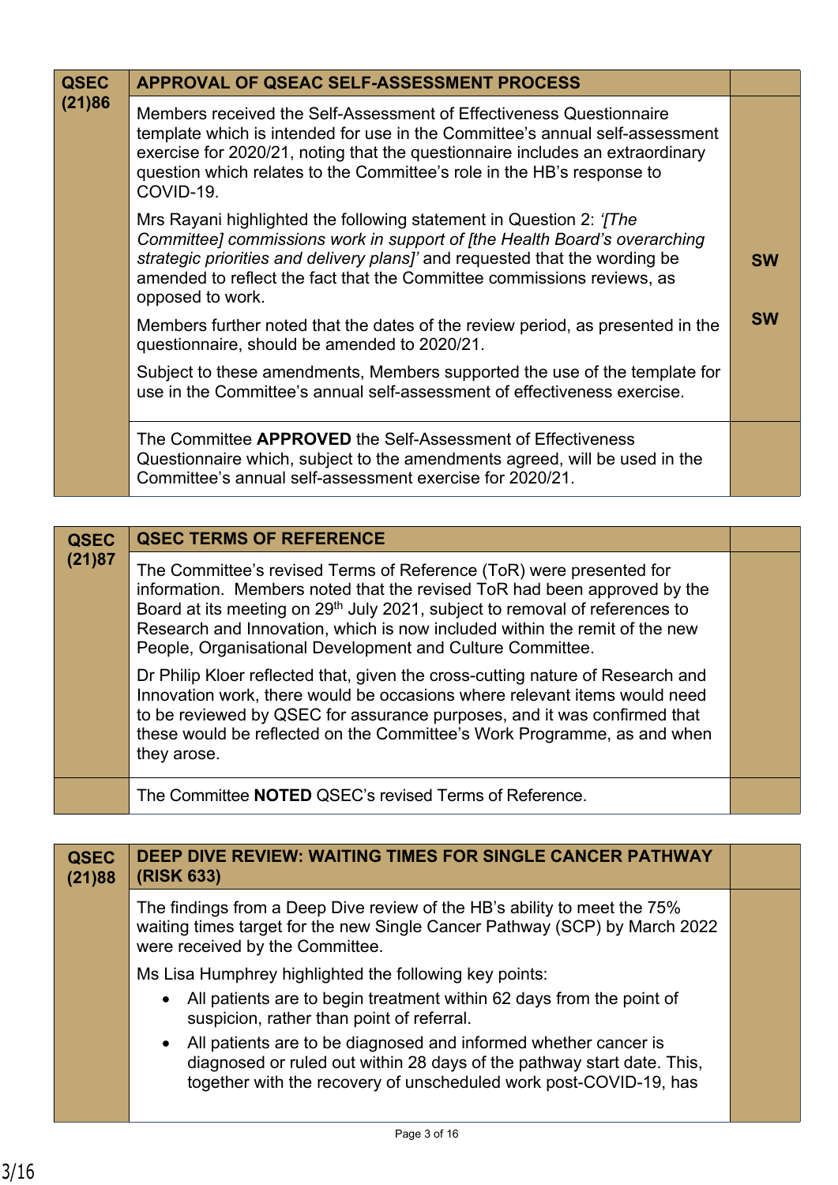| QSEC (21)86 | APPROVAL OF QSEAC SELF-ASSESSMENT PROCESS | |
|---|---|---|
| | Members received the Self-Assessment of Effectiveness Questionnaire template which is intended for use in the Committee's annual self-assessment exercise for 2020/21, noting that the questionnaire includes an extraordinary question which relates to the Committee's role in the HB's response to COVID-19. | |
| | Mrs Rayani highlighted the following statement in Question 2: *'[The Committee] commissions work in support of [the Health Board's overarching strategic priorities and delivery plans]'* and requested that the wording be amended to reflect the fact that the Committee commissions reviews, as opposed to work. | **SW** |
| | Members further noted that the dates of the review period, as presented in the questionnaire, should be amended to 2020/21. | **SW** |
| | Subject to these amendments, Members supported the use of the template for use in the Committee's annual self-assessment of effectiveness exercise. | |
| | The Committee **APPROVED** the Self-Assessment of Effectiveness Questionnaire which, subject to the amendments agreed, will be used in the Committee's annual self-assessment exercise for 2020/21. | |

| QSEC (21)87 | QSEC TERMS OF REFERENCE | |
|---|---|---|
| | The Committee's revised Terms of Reference (ToR) were presented for information. Members noted that the revised ToR had been approved by the Board at its meeting on 29th July 2021, subject to removal of references to Research and Innovation, which is now included within the remit of the new People, Organisational Development and Culture Committee. | |
| | Dr Philip Kloer reflected that, given the cross-cutting nature of Research and Innovation work, there would be occasions where relevant items would need to be reviewed by QSEC for assurance purposes, and it was confirmed that these would be reflected on the Committee's Work Programme, as and when they arose. | |
| | The Committee **NOTED** QSEC's revised Terms of Reference. | |

| QSEC (21)88 | DEEP DIVE REVIEW: WAITING TIMES FOR SINGLE CANCER PATHWAY (RISK 633) | |
|---|---|---|
| | The findings from a Deep Dive review of the HB's ability to meet the 75% waiting times target for the new Single Cancer Pathway (SCP) by March 2022 were received by the Committee. | |
| | Ms Lisa Humphrey highlighted the following key points:<br>• All patients are to begin treatment within 62 days from the point of suspicion, rather than point of referral.<br>• All patients are to be diagnosed and informed whether cancer is diagnosed or ruled out within 28 days of the pathway start date. This, together with the recovery of unscheduled work post-COVID-19, has | |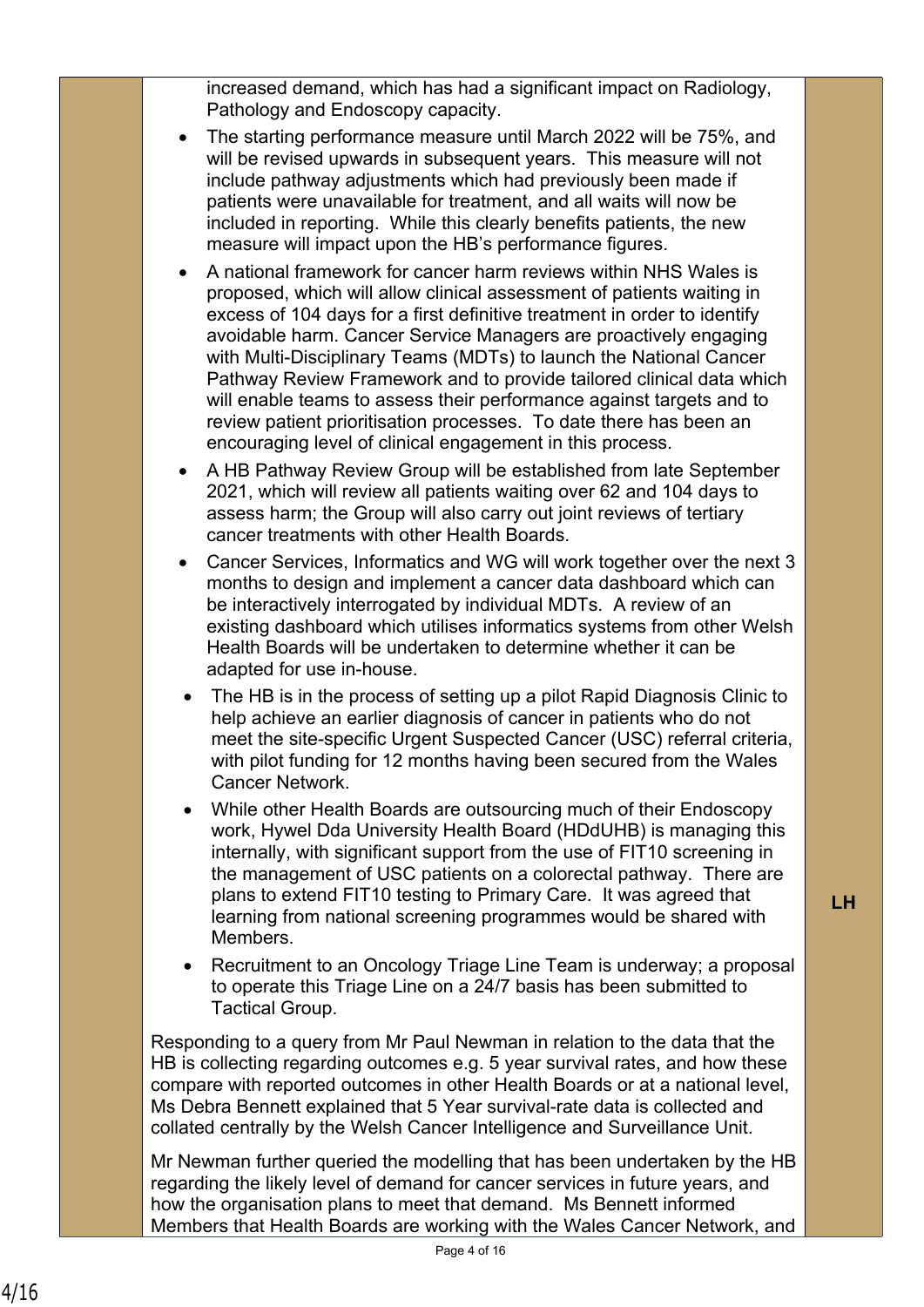increased demand, which has had a significant impact on Radiology, Pathology and Endoscopy capacity.

- The starting performance measure until March 2022 will be 75%, and will be revised upwards in subsequent years. This measure will not include pathway adjustments which had previously been made if patients were unavailable for treatment, and all waits will now be included in reporting. While this clearly benefits patients, the new measure will impact upon the HB's performance figures.
- A national framework for cancer harm reviews within NHS Wales is proposed, which will allow clinical assessment of patients waiting in excess of 104 days for a first definitive treatment in order to identify avoidable harm. Cancer Service Managers are proactively engaging with Multi-Disciplinary Teams (MDTs) to launch the National Cancer Pathway Review Framework and to provide tailored clinical data which will enable teams to assess their performance against targets and to review patient prioritisation processes. To date there has been an encouraging level of clinical engagement in this process.
- A HB Pathway Review Group will be established from late September 2021, which will review all patients waiting over 62 and 104 days to assess harm; the Group will also carry out joint reviews of tertiary cancer treatments with other Health Boards.
- Cancer Services, Informatics and WG will work together over the next 3 months to design and implement a cancer data dashboard which can be interactively interrogated by individual MDTs. A review of an existing dashboard which utilises informatics systems from other Welsh Health Boards will be undertaken to determine whether it can be adapted for use in-house.
- The HB is in the process of setting up a pilot Rapid Diagnosis Clinic to help achieve an earlier diagnosis of cancer in patients who do not meet the site-specific Urgent Suspected Cancer (USC) referral criteria, with pilot funding for 12 months having been secured from the Wales Cancer Network.
- While other Health Boards are outsourcing much of their Endoscopy work, Hywel Dda University Health Board (HDdUHB) is managing this internally, with significant support from the use of FIT10 screening in the management of USC patients on a colorectal pathway. There are plans to extend FIT10 testing to Primary Care. It was agreed that learning from national screening programmes would be shared with Members. **LH**
- Recruitment to an Oncology Triage Line Team is underway; a proposal to operate this Triage Line on a 24/7 basis has been submitted to Tactical Group.

Responding to a query from Mr Paul Newman in relation to the data that the HB is collecting regarding outcomes e.g. 5 year survival rates, and how these compare with reported outcomes in other Health Boards or at a national level, Ms Debra Bennett explained that 5 Year survival-rate data is collected and collated centrally by the Welsh Cancer Intelligence and Surveillance Unit.

Mr Newman further queried the modelling that has been undertaken by the HB regarding the likely level of demand for cancer services in future years, and how the organisation plans to meet that demand. Ms Bennett informed Members that Health Boards are working with the Wales Cancer Network, and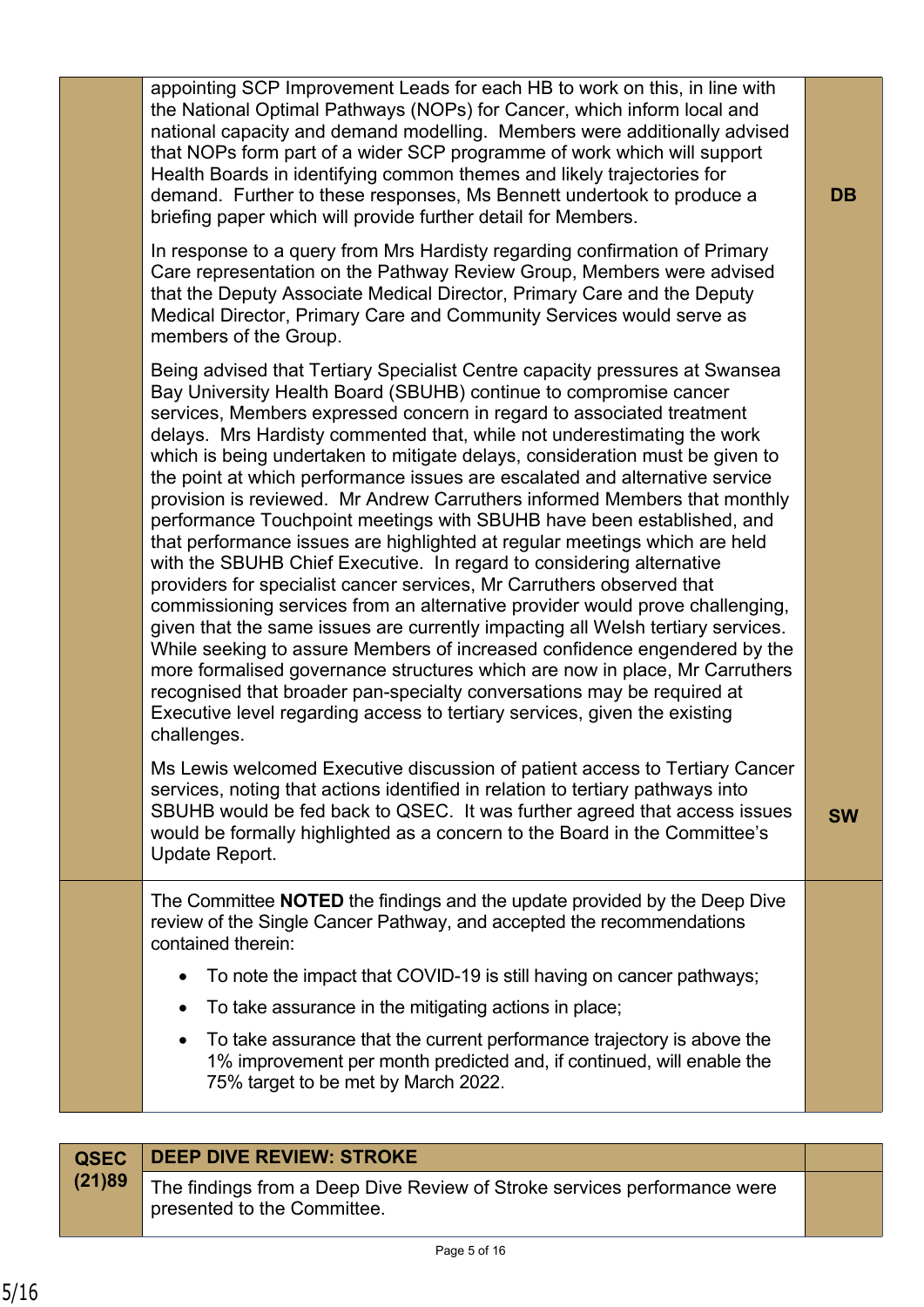| | | |
|---|---|---|
| | appointing SCP Improvement Leads for each HB to work on this, in line with the National Optimal Pathways (NOPs) for Cancer, which inform local and national capacity and demand modelling. Members were additionally advised that NOPs form part of a wider SCP programme of work which will support Health Boards in identifying common themes and likely trajectories for demand. Further to these responses, Ms Bennett undertook to produce a briefing paper which will provide further detail for Members.<br><br>In response to a query from Mrs Hardisty regarding confirmation of Primary Care representation on the Pathway Review Group, Members were advised that the Deputy Associate Medical Director, Primary Care and the Deputy Medical Director, Primary Care and Community Services would serve as members of the Group.<br><br>Being advised that Tertiary Specialist Centre capacity pressures at Swansea Bay University Health Board (SBUHB) continue to compromise cancer services, Members expressed concern in regard to associated treatment delays. Mrs Hardisty commented that, while not underestimating the work which is being undertaken to mitigate delays, consideration must be given to the point at which performance issues are escalated and alternative service provision is reviewed. Mr Andrew Carruthers informed Members that monthly performance Touchpoint meetings with SBUHB have been established, and that performance issues are highlighted at regular meetings which are held with the SBUHB Chief Executive. In regard to considering alternative providers for specialist cancer services, Mr Carruthers observed that commissioning services from an alternative provider would prove challenging, given that the same issues are currently impacting all Welsh tertiary services. While seeking to assure Members of increased confidence engendered by the more formalised governance structures which are now in place, Mr Carruthers recognised that broader pan-specialty conversations may be required at Executive level regarding access to tertiary services, given the existing challenges.<br><br>Ms Lewis welcomed Executive discussion of patient access to Tertiary Cancer services, noting that actions identified in relation to tertiary pathways into SBUHB would be fed back to QSEC. It was further agreed that access issues would be formally highlighted as a concern to the Board in the Committee's Update Report. | **DB**<br><br>**SW** |
| | The Committee **NOTED** the findings and the update provided by the Deep Dive review of the Single Cancer Pathway, and accepted the recommendations contained therein:<br>• To note the impact that COVID-19 is still having on cancer pathways;<br>• To take assurance in the mitigating actions in place;<br>• To take assurance that the current performance trajectory is above the 1% improvement per month predicted and, if continued, will enable the 75% target to be met by March 2022. | |

| | | |
|---|---|---|
| **QSEC (21)89** | **DEEP DIVE REVIEW: STROKE** | |
| | The findings from a Deep Dive Review of Stroke services performance were presented to the Committee. | |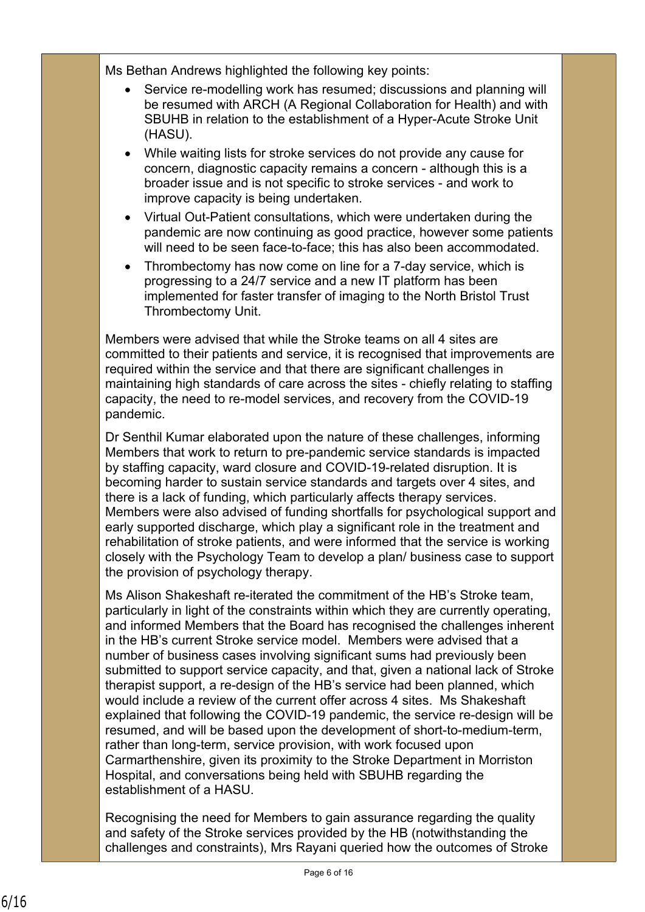Ms Bethan Andrews highlighted the following key points:

- Service re-modelling work has resumed; discussions and planning will be resumed with ARCH (A Regional Collaboration for Health) and with SBUHB in relation to the establishment of a Hyper-Acute Stroke Unit (HASU).
- While waiting lists for stroke services do not provide any cause for concern, diagnostic capacity remains a concern - although this is a broader issue and is not specific to stroke services - and work to improve capacity is being undertaken.
- Virtual Out-Patient consultations, which were undertaken during the pandemic are now continuing as good practice, however some patients will need to be seen face-to-face; this has also been accommodated.
- Thrombectomy has now come on line for a 7-day service, which is progressing to a 24/7 service and a new IT platform has been implemented for faster transfer of imaging to the North Bristol Trust Thrombectomy Unit.

Members were advised that while the Stroke teams on all 4 sites are committed to their patients and service, it is recognised that improvements are required within the service and that there are significant challenges in maintaining high standards of care across the sites - chiefly relating to staffing capacity, the need to re-model services, and recovery from the COVID-19 pandemic.

Dr Senthil Kumar elaborated upon the nature of these challenges, informing Members that work to return to pre-pandemic service standards is impacted by staffing capacity, ward closure and COVID-19-related disruption. It is becoming harder to sustain service standards and targets over 4 sites, and there is a lack of funding, which particularly affects therapy services. Members were also advised of funding shortfalls for psychological support and early supported discharge, which play a significant role in the treatment and rehabilitation of stroke patients, and were informed that the service is working closely with the Psychology Team to develop a plan/ business case to support the provision of psychology therapy.

Ms Alison Shakeshaft re-iterated the commitment of the HB's Stroke team, particularly in light of the constraints within which they are currently operating, and informed Members that the Board has recognised the challenges inherent in the HB's current Stroke service model. Members were advised that a number of business cases involving significant sums had previously been submitted to support service capacity, and that, given a national lack of Stroke therapist support, a re-design of the HB's service had been planned, which would include a review of the current offer across 4 sites. Ms Shakeshaft explained that following the COVID-19 pandemic, the service re-design will be resumed, and will be based upon the development of short-to-medium-term, rather than long-term, service provision, with work focused upon Carmarthenshire, given its proximity to the Stroke Department in Morriston Hospital, and conversations being held with SBUHB regarding the establishment of a HASU.

Recognising the need for Members to gain assurance regarding the quality and safety of the Stroke services provided by the HB (notwithstanding the challenges and constraints), Mrs Rayani queried how the outcomes of Stroke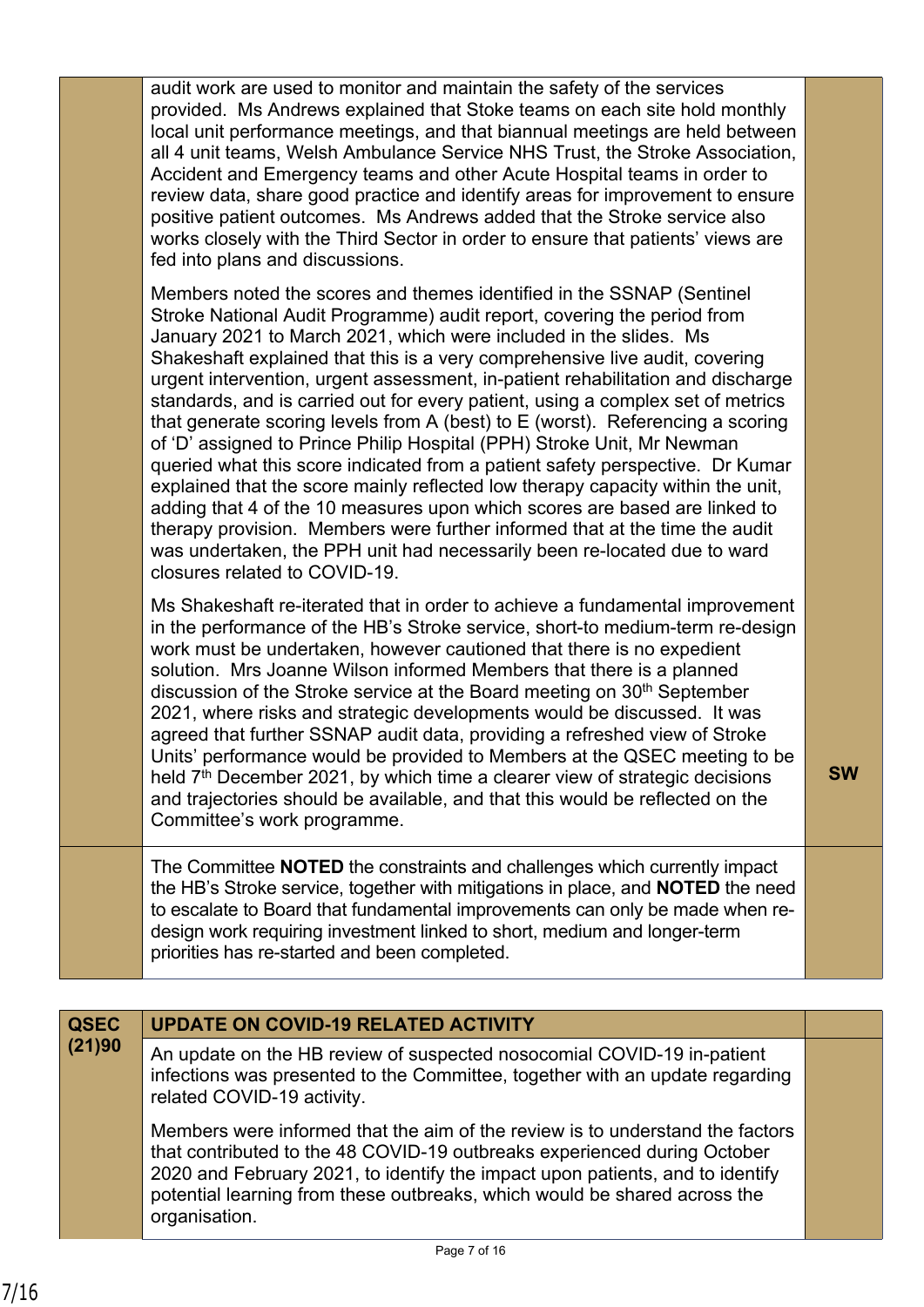| | | |
|---|---|---|
| | audit work are used to monitor and maintain the safety of the services provided. Ms Andrews explained that Stoke teams on each site hold monthly local unit performance meetings, and that biannual meetings are held between all 4 unit teams, Welsh Ambulance Service NHS Trust, the Stroke Association, Accident and Emergency teams and other Acute Hospital teams in order to review data, share good practice and identify areas for improvement to ensure positive patient outcomes. Ms Andrews added that the Stroke service also works closely with the Third Sector in order to ensure that patients' views are fed into plans and discussions.<br><br>Members noted the scores and themes identified in the SSNAP (Sentinel Stroke National Audit Programme) audit report, covering the period from January 2021 to March 2021, which were included in the slides. Ms Shakeshaft explained that this is a very comprehensive live audit, covering urgent intervention, urgent assessment, in-patient rehabilitation and discharge standards, and is carried out for every patient, using a complex set of metrics that generate scoring levels from A (best) to E (worst). Referencing a scoring of 'D' assigned to Prince Philip Hospital (PPH) Stroke Unit, Mr Newman queried what this score indicated from a patient safety perspective. Dr Kumar explained that the score mainly reflected low therapy capacity within the unit, adding that 4 of the 10 measures upon which scores are based are linked to therapy provision. Members were further informed that at the time the audit was undertaken, the PPH unit had necessarily been re-located due to ward closures related to COVID-19.<br><br>Ms Shakeshaft re-iterated that in order to achieve a fundamental improvement in the performance of the HB's Stroke service, short-to medium-term re-design work must be undertaken, however cautioned that there is no expedient solution. Mrs Joanne Wilson informed Members that there is a planned discussion of the Stroke service at the Board meeting on 30th September 2021, where risks and strategic developments would be discussed. It was agreed that further SSNAP audit data, providing a refreshed view of Stroke Units' performance would be provided to Members at the QSEC meeting to be held 7th December 2021, by which time a clearer view of strategic decisions and trajectories should be available, and that this would be reflected on the Committee's work programme. | **SW** |
| | The Committee **NOTED** the constraints and challenges which currently impact the HB's Stroke service, together with mitigations in place, and **NOTED** the need to escalate to Board that fundamental improvements can only be made when re-design work requiring investment linked to short, medium and longer-term priorities has re-started and been completed. | |

| | | |
|---|---|---|
| **QSEC (21)90** | **UPDATE ON COVID-19 RELATED ACTIVITY** | |
| | An update on the HB review of suspected nosocomial COVID-19 in-patient infections was presented to the Committee, together with an update regarding related COVID-19 activity.<br><br>Members were informed that the aim of the review is to understand the factors that contributed to the 48 COVID-19 outbreaks experienced during October 2020 and February 2021, to identify the impact upon patients, and to identify potential learning from these outbreaks, which would be shared across the organisation. | |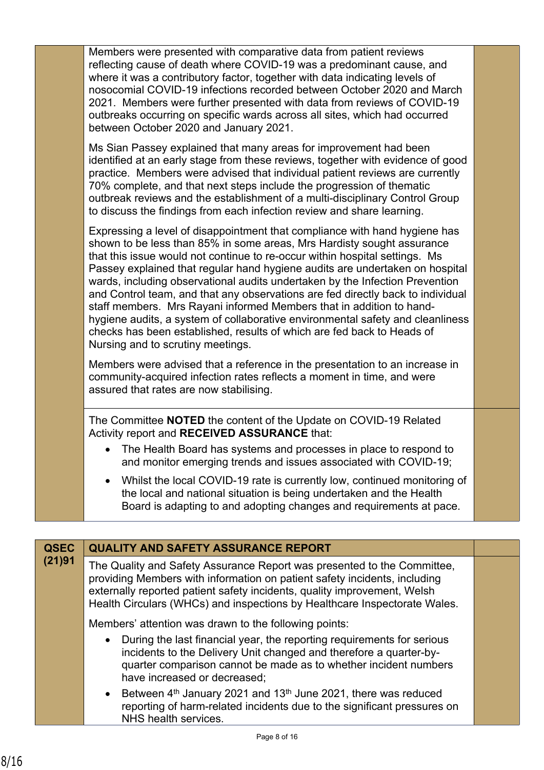Members were presented with comparative data from patient reviews reflecting cause of death where COVID-19 was a predominant cause, and where it was a contributory factor, together with data indicating levels of nosocomial COVID-19 infections recorded between October 2020 and March 2021. Members were further presented with data from reviews of COVID-19 outbreaks occurring on specific wards across all sites, which had occurred between October 2020 and January 2021.

Ms Sian Passey explained that many areas for improvement had been identified at an early stage from these reviews, together with evidence of good practice. Members were advised that individual patient reviews are currently 70% complete, and that next steps include the progression of thematic outbreak reviews and the establishment of a multi-disciplinary Control Group to discuss the findings from each infection review and share learning.

Expressing a level of disappointment that compliance with hand hygiene has shown to be less than 85% in some areas, Mrs Hardisty sought assurance that this issue would not continue to re-occur within hospital settings. Ms Passey explained that regular hand hygiene audits are undertaken on hospital wards, including observational audits undertaken by the Infection Prevention and Control team, and that any observations are fed directly back to individual staff members. Mrs Rayani informed Members that in addition to hand-hygiene audits, a system of collaborative environmental safety and cleanliness checks has been established, results of which are fed back to Heads of Nursing and to scrutiny meetings.

Members were advised that a reference in the presentation to an increase in community-acquired infection rates reflects a moment in time, and were assured that rates are now stabilising.

The Committee **NOTED** the content of the Update on COVID-19 Related Activity report and **RECEIVED ASSURANCE** that:

- The Health Board has systems and processes in place to respond to and monitor emerging trends and issues associated with COVID-19;
- Whilst the local COVID-19 rate is currently low, continued monitoring of the local and national situation is being undertaken and the Health Board is adapting to and adopting changes and requirements at pace.

**QSEC (21)91** **QUALITY AND SAFETY ASSURANCE REPORT**

The Quality and Safety Assurance Report was presented to the Committee, providing Members with information on patient safety incidents, including externally reported patient safety incidents, quality improvement, Welsh Health Circulars (WHCs) and inspections by Healthcare Inspectorate Wales.

Members' attention was drawn to the following points:

- During the last financial year, the reporting requirements for serious incidents to the Delivery Unit changed and therefore a quarter-by-quarter comparison cannot be made as to whether incident numbers have increased or decreased;
- Between 4th January 2021 and 13th June 2021, there was reduced reporting of harm-related incidents due to the significant pressures on NHS health services.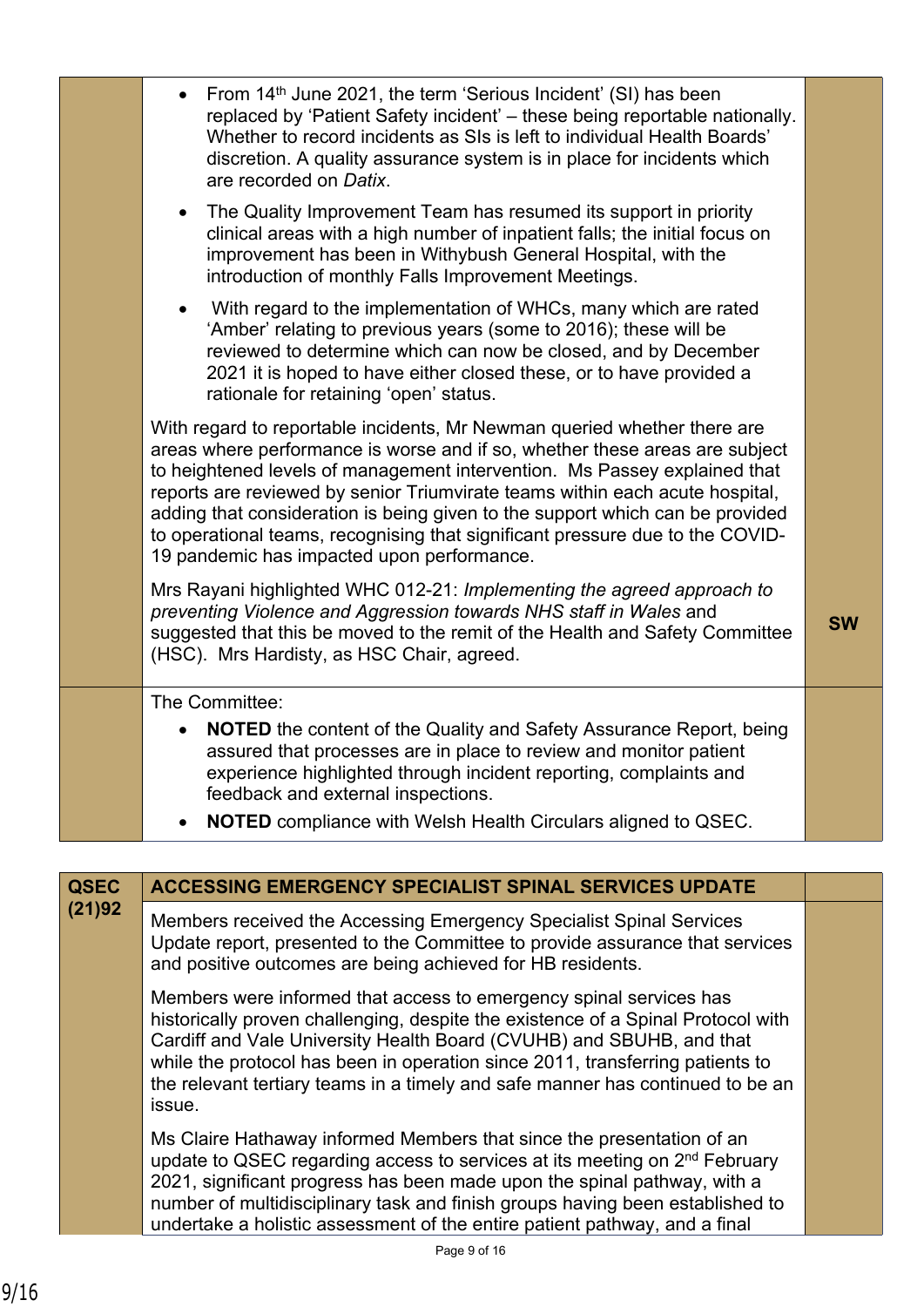| | | |
|---|---|---|
| | • From 14th June 2021, the term 'Serious Incident' (SI) has been replaced by 'Patient Safety incident' – these being reportable nationally. Whether to record incidents as SIs is left to individual Health Boards' discretion. A quality assurance system is in place for incidents which are recorded on *Datix*.<br><br>• The Quality Improvement Team has resumed its support in priority clinical areas with a high number of inpatient falls; the initial focus on improvement has been in Withybush General Hospital, with the introduction of monthly Falls Improvement Meetings.<br><br>• With regard to the implementation of WHCs, many which are rated 'Amber' relating to previous years (some to 2016); these will be reviewed to determine which can now be closed, and by December 2021 it is hoped to have either closed these, or to have provided a rationale for retaining 'open' status.<br><br>With regard to reportable incidents, Mr Newman queried whether there are areas where performance is worse and if so, whether these areas are subject to heightened levels of management intervention. Ms Passey explained that reports are reviewed by senior Triumvirate teams within each acute hospital, adding that consideration is being given to the support which can be provided to operational teams, recognising that significant pressure due to the COVID-19 pandemic has impacted upon performance.<br><br>Mrs Rayani highlighted WHC 012-21: *Implementing the agreed approach to preventing Violence and Aggression towards NHS staff in Wales* and suggested that this be moved to the remit of the Health and Safety Committee (HSC). Mrs Hardisty, as HSC Chair, agreed. | **SW** |
| | The Committee:<br>• **NOTED** the content of the Quality and Safety Assurance Report, being assured that processes are in place to review and monitor patient experience highlighted through incident reporting, complaints and feedback and external inspections.<br>• **NOTED** compliance with Welsh Health Circulars aligned to QSEC. | |

| | | |
|---|---|---|
| **QSEC (21)92** | **ACCESSING EMERGENCY SPECIALIST SPINAL SERVICES UPDATE** | |
| | Members received the Accessing Emergency Specialist Spinal Services Update report, presented to the Committee to provide assurance that services and positive outcomes are being achieved for HB residents.<br><br>Members were informed that access to emergency spinal services has historically proven challenging, despite the existence of a Spinal Protocol with Cardiff and Vale University Health Board (CVUHB) and SBUHB, and that while the protocol has been in operation since 2011, transferring patients to the relevant tertiary teams in a timely and safe manner has continued to be an issue.<br><br>Ms Claire Hathaway informed Members that since the presentation of an update to QSEC regarding access to services at its meeting on 2nd February 2021, significant progress has been made upon the spinal pathway, with a number of multidisciplinary task and finish groups having been established to undertake a holistic assessment of the entire patient pathway, and a final | |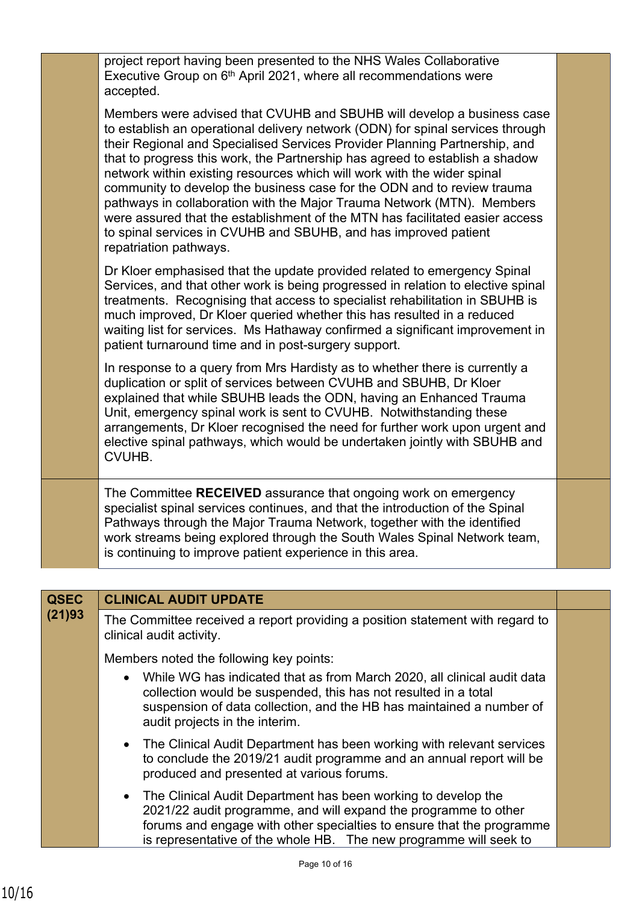project report having been presented to the NHS Wales Collaborative Executive Group on 6th April 2021, where all recommendations were accepted.

Members were advised that CVUHB and SBUHB will develop a business case to establish an operational delivery network (ODN) for spinal services through their Regional and Specialised Services Provider Planning Partnership, and that to progress this work, the Partnership has agreed to establish a shadow network within existing resources which will work with the wider spinal community to develop the business case for the ODN and to review trauma pathways in collaboration with the Major Trauma Network (MTN). Members were assured that the establishment of the MTN has facilitated easier access to spinal services in CVUHB and SBUHB, and has improved patient repatriation pathways.

Dr Kloer emphasised that the update provided related to emergency Spinal Services, and that other work is being progressed in relation to elective spinal treatments. Recognising that access to specialist rehabilitation in SBUHB is much improved, Dr Kloer queried whether this has resulted in a reduced waiting list for services. Ms Hathaway confirmed a significant improvement in patient turnaround time and in post-surgery support.

In response to a query from Mrs Hardisty as to whether there is currently a duplication or split of services between CVUHB and SBUHB, Dr Kloer explained that while SBUHB leads the ODN, having an Enhanced Trauma Unit, emergency spinal work is sent to CVUHB. Notwithstanding these arrangements, Dr Kloer recognised the need for further work upon urgent and elective spinal pathways, which would be undertaken jointly with SBUHB and CVUHB.

The Committee **RECEIVED** assurance that ongoing work on emergency specialist spinal services continues, and that the introduction of the Spinal Pathways through the Major Trauma Network, together with the identified work streams being explored through the South Wales Spinal Network team, is continuing to improve patient experience in this area.

## QSEC (21)93 CLINICAL AUDIT UPDATE

The Committee received a report providing a position statement with regard to clinical audit activity.

Members noted the following key points:

- While WG has indicated that as from March 2020, all clinical audit data collection would be suspended, this has not resulted in a total suspension of data collection, and the HB has maintained a number of audit projects in the interim.
- The Clinical Audit Department has been working with relevant services to conclude the 2019/21 audit programme and an annual report will be produced and presented at various forums.
- The Clinical Audit Department has been working to develop the 2021/22 audit programme, and will expand the programme to other forums and engage with other specialties to ensure that the programme is representative of the whole HB. The new programme will seek to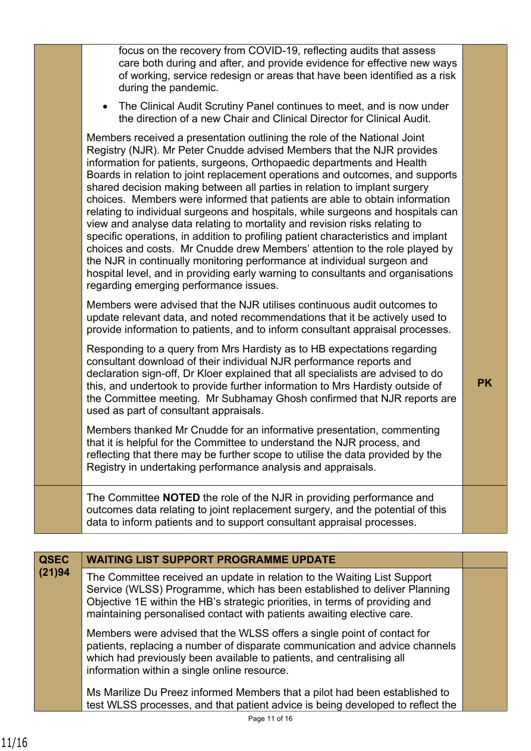| | | |
|---|---|---|
| | focus on the recovery from COVID-19, reflecting audits that assess care both during and after, and provide evidence for effective new ways of working, service redesign or areas that have been identified as a risk during the pandemic.<br>• The Clinical Audit Scrutiny Panel continues to meet, and is now under the direction of a new Chair and Clinical Director for Clinical Audit.<br><br>Members received a presentation outlining the role of the National Joint Registry (NJR). Mr Peter Cnudde advised Members that the NJR provides information for patients, surgeons, Orthopaedic departments and Health Boards in relation to joint replacement operations and outcomes, and supports shared decision making between all parties in relation to implant surgery choices. Members were informed that patients are able to obtain information relating to individual surgeons and hospitals, while surgeons and hospitals can view and analyse data relating to mortality and revision risks relating to specific operations, in addition to profiling patient characteristics and implant choices and costs. Mr Cnudde drew Members' attention to the role played by the NJR in continually monitoring performance at individual surgeon and hospital level, and in providing early warning to consultants and organisations regarding emerging performance issues.<br><br>Members were advised that the NJR utilises continuous audit outcomes to update relevant data, and noted recommendations that it be actively used to provide information to patients, and to inform consultant appraisal processes.<br><br>Responding to a query from Mrs Hardisty as to HB expectations regarding consultant download of their individual NJR performance reports and declaration sign-off, Dr Kloer explained that all specialists are advised to do this, and undertook to provide further information to Mrs Hardisty outside of the Committee meeting. Mr Subhamay Ghosh confirmed that NJR reports are used as part of consultant appraisals.<br><br>Members thanked Mr Cnudde for an informative presentation, commenting that it is helpful for the Committee to understand the NJR process, and reflecting that there may be further scope to utilise the data provided by the Registry in undertaking performance analysis and appraisals. | **PK** |
| | The Committee **NOTED** the role of the NJR in providing performance and outcomes data relating to joint replacement surgery, and the potential of this data to inform patients and to support consultant appraisal processes. | |

| | | |
|---|---|---|
| **QSEC (21)94** | **WAITING LIST SUPPORT PROGRAMME UPDATE** | |
| | The Committee received an update in relation to the Waiting List Support Service (WLSS) Programme, which has been established to deliver Planning Objective 1E within the HB's strategic priorities, in terms of providing and maintaining personalised contact with patients awaiting elective care.<br><br>Members were advised that the WLSS offers a single point of contact for patients, replacing a number of disparate communication and advice channels which had previously been available to patients, and centralising all information within a single online resource.<br><br>Ms Marilize Du Preez informed Members that a pilot had been established to test WLSS processes, and that patient advice is being developed to reflect the | |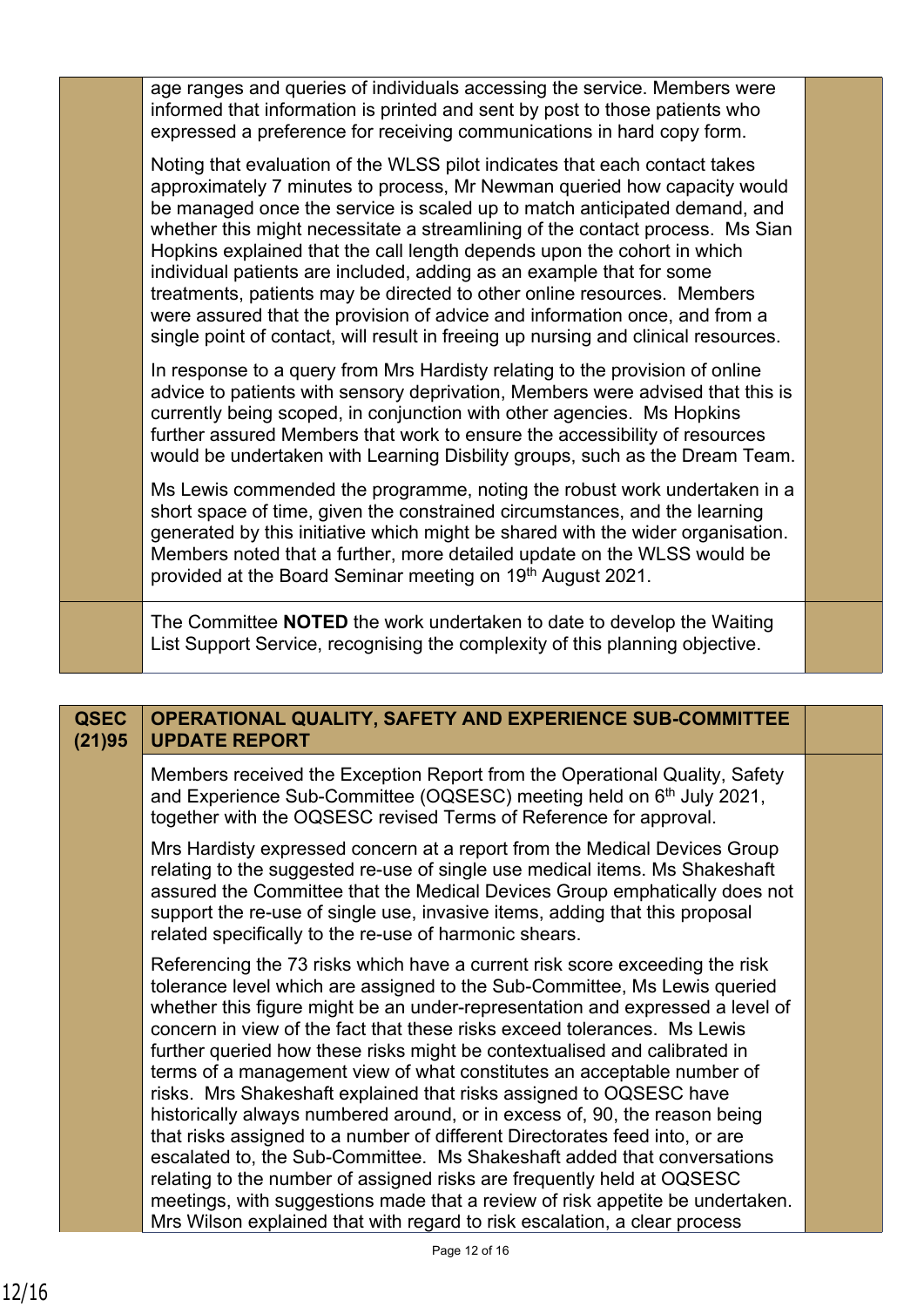age ranges and queries of individuals accessing the service. Members were informed that information is printed and sent by post to those patients who expressed a preference for receiving communications in hard copy form.

Noting that evaluation of the WLSS pilot indicates that each contact takes approximately 7 minutes to process, Mr Newman queried how capacity would be managed once the service is scaled up to match anticipated demand, and whether this might necessitate a streamlining of the contact process. Ms Sian Hopkins explained that the call length depends upon the cohort in which individual patients are included, adding as an example that for some treatments, patients may be directed to other online resources. Members were assured that the provision of advice and information once, and from a single point of contact, will result in freeing up nursing and clinical resources.

In response to a query from Mrs Hardisty relating to the provision of online advice to patients with sensory deprivation, Members were advised that this is currently being scoped, in conjunction with other agencies. Ms Hopkins further assured Members that work to ensure the accessibility of resources would be undertaken with Learning Disbility groups, such as the Dream Team.

Ms Lewis commended the programme, noting the robust work undertaken in a short space of time, given the constrained circumstances, and the learning generated by this initiative which might be shared with the wider organisation. Members noted that a further, more detailed update on the WLSS would be provided at the Board Seminar meeting on 19th August 2021.

The Committee **NOTED** the work undertaken to date to develop the Waiting List Support Service, recognising the complexity of this planning objective.

## QSEC (21)95 OPERATIONAL QUALITY, SAFETY AND EXPERIENCE SUB-COMMITTEE UPDATE REPORT

Members received the Exception Report from the Operational Quality, Safety and Experience Sub-Committee (OQSESC) meeting held on 6th July 2021, together with the OQSESC revised Terms of Reference for approval.

Mrs Hardisty expressed concern at a report from the Medical Devices Group relating to the suggested re-use of single use medical items. Ms Shakeshaft assured the Committee that the Medical Devices Group emphatically does not support the re-use of single use, invasive items, adding that this proposal related specifically to the re-use of harmonic shears.

Referencing the 73 risks which have a current risk score exceeding the risk tolerance level which are assigned to the Sub-Committee, Ms Lewis queried whether this figure might be an under-representation and expressed a level of concern in view of the fact that these risks exceed tolerances. Ms Lewis further queried how these risks might be contextualised and calibrated in terms of a management view of what constitutes an acceptable number of risks. Mrs Shakeshaft explained that risks assigned to OQSESC have historically always numbered around, or in excess of, 90, the reason being that risks assigned to a number of different Directorates feed into, or are escalated to, the Sub-Committee. Ms Shakeshaft added that conversations relating to the number of assigned risks are frequently held at OQSESC meetings, with suggestions made that a review of risk appetite be undertaken. Mrs Wilson explained that with regard to risk escalation, a clear process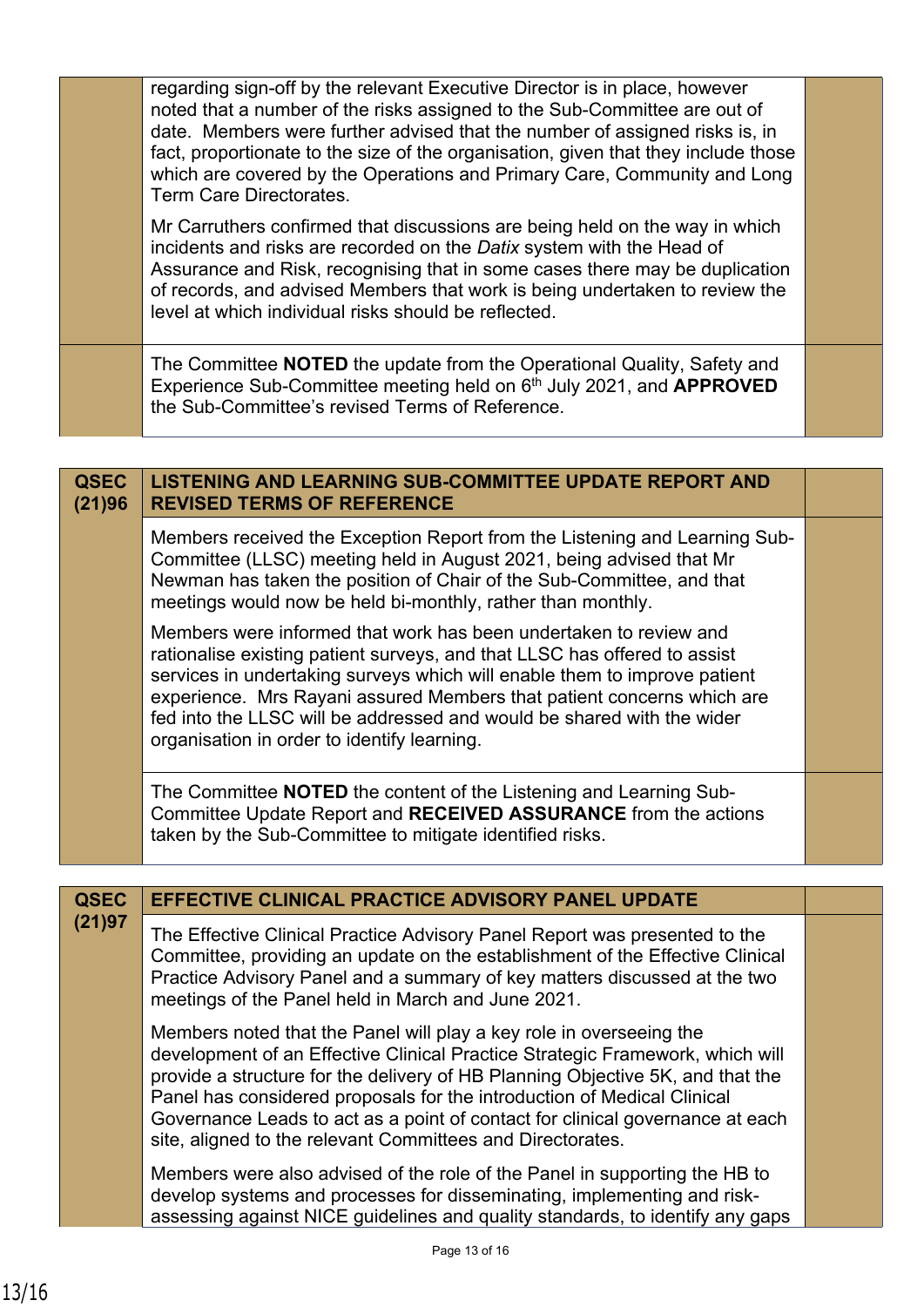| | | |
|---|---|---|
| | regarding sign-off by the relevant Executive Director is in place, however noted that a number of the risks assigned to the Sub-Committee are out of date. Members were further advised that the number of assigned risks is, in fact, proportionate to the size of the organisation, given that they include those which are covered by the Operations and Primary Care, Community and Long Term Care Directorates.<br><br>Mr Carruthers confirmed that discussions are being held on the way in which incidents and risks are recorded on the *Datix* system with the Head of Assurance and Risk, recognising that in some cases there may be duplication of records, and advised Members that work is being undertaken to review the level at which individual risks should be reflected. | |
| | The Committee **NOTED** the update from the Operational Quality, Safety and Experience Sub-Committee meeting held on 6th July 2021, and **APPROVED** the Sub-Committee's revised Terms of Reference. | |

| | | |
|---|---|---|
| **QSEC (21)96** | **LISTENING AND LEARNING SUB-COMMITTEE UPDATE REPORT AND REVISED TERMS OF REFERENCE** | |
| | Members received the Exception Report from the Listening and Learning Sub-Committee (LLSC) meeting held in August 2021, being advised that Mr Newman has taken the position of Chair of the Sub-Committee, and that meetings would now be held bi-monthly, rather than monthly.<br><br>Members were informed that work has been undertaken to review and rationalise existing patient surveys, and that LLSC has offered to assist services in undertaking surveys which will enable them to improve patient experience. Mrs Rayani assured Members that patient concerns which are fed into the LLSC will be addressed and would be shared with the wider organisation in order to identify learning. | |
| | The Committee **NOTED** the content of the Listening and Learning Sub-Committee Update Report and **RECEIVED ASSURANCE** from the actions taken by the Sub-Committee to mitigate identified risks. | |

| | | |
|---|---|---|
| **QSEC (21)97** | **EFFECTIVE CLINICAL PRACTICE ADVISORY PANEL UPDATE** | |
| | The Effective Clinical Practice Advisory Panel Report was presented to the Committee, providing an update on the establishment of the Effective Clinical Practice Advisory Panel and a summary of key matters discussed at the two meetings of the Panel held in March and June 2021.<br><br>Members noted that the Panel will play a key role in overseeing the development of an Effective Clinical Practice Strategic Framework, which will provide a structure for the delivery of HB Planning Objective 5K, and that the Panel has considered proposals for the introduction of Medical Clinical Governance Leads to act as a point of contact for clinical governance at each site, aligned to the relevant Committees and Directorates.<br><br>Members were also advised of the role of the Panel in supporting the HB to develop systems and processes for disseminating, implementing and risk-assessing against NICE guidelines and quality standards, to identify any gaps | |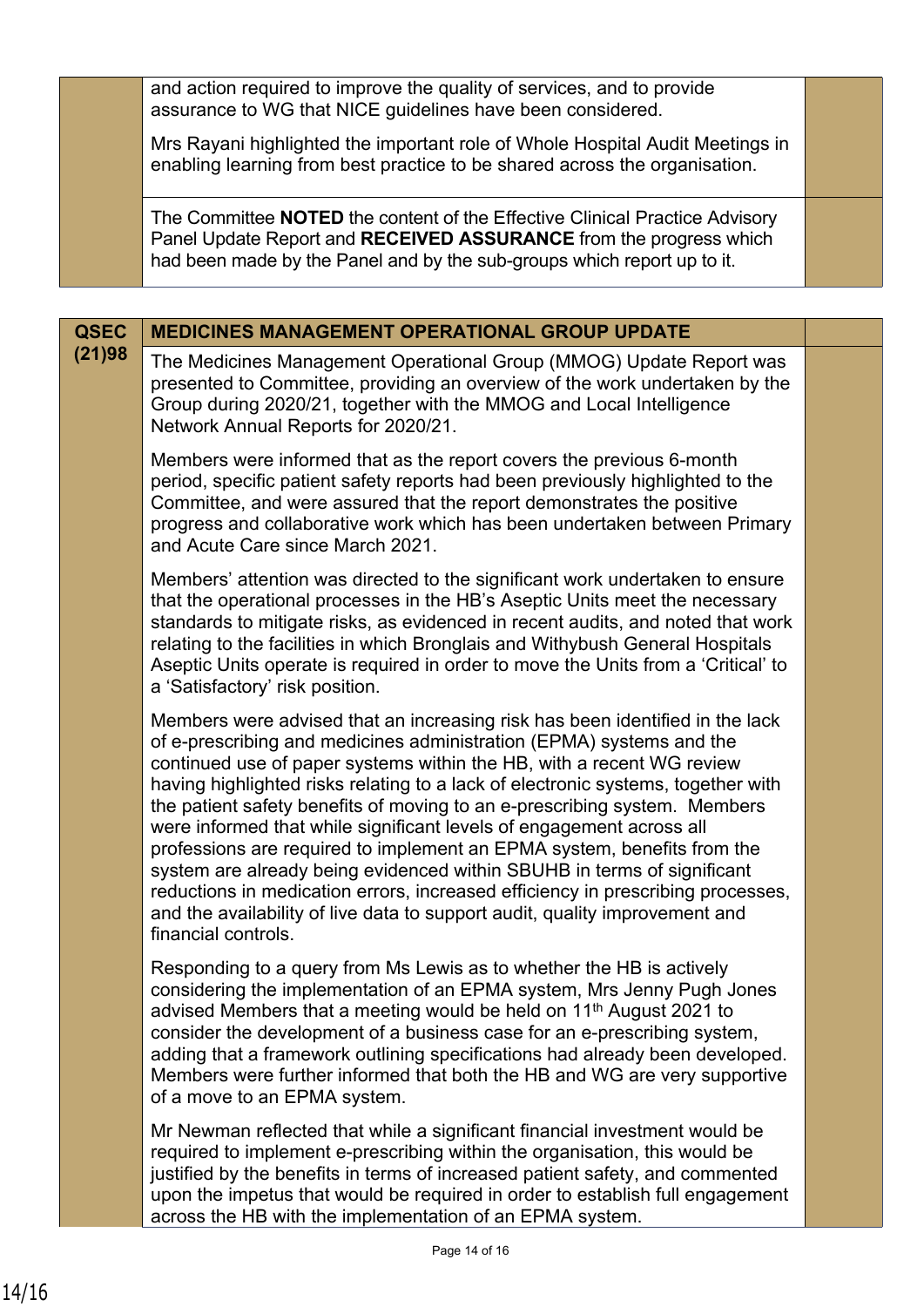and action required to improve the quality of services, and to provide assurance to WG that NICE guidelines have been considered.

Mrs Rayani highlighted the important role of Whole Hospital Audit Meetings in enabling learning from best practice to be shared across the organisation.

The Committee **NOTED** the content of the Effective Clinical Practice Advisory Panel Update Report and **RECEIVED ASSURANCE** from the progress which had been made by the Panel and by the sub-groups which report up to it.

| QSEC (21)98 | MEDICINES MANAGEMENT OPERATIONAL GROUP UPDATE | |
|---|---|---|

**QSEC (21)98 — MEDICINES MANAGEMENT OPERATIONAL GROUP UPDATE**

The Medicines Management Operational Group (MMOG) Update Report was presented to Committee, providing an overview of the work undertaken by the Group during 2020/21, together with the MMOG and Local Intelligence Network Annual Reports for 2020/21.

Members were informed that as the report covers the previous 6-month period, specific patient safety reports had been previously highlighted to the Committee, and were assured that the report demonstrates the positive progress and collaborative work which has been undertaken between Primary and Acute Care since March 2021.

Members' attention was directed to the significant work undertaken to ensure that the operational processes in the HB's Aseptic Units meet the necessary standards to mitigate risks, as evidenced in recent audits, and noted that work relating to the facilities in which Bronglais and Withybush General Hospitals Aseptic Units operate is required in order to move the Units from a 'Critical' to a 'Satisfactory' risk position.

Members were advised that an increasing risk has been identified in the lack of e-prescribing and medicines administration (EPMA) systems and the continued use of paper systems within the HB, with a recent WG review having highlighted risks relating to a lack of electronic systems, together with the patient safety benefits of moving to an e-prescribing system. Members were informed that while significant levels of engagement across all professions are required to implement an EPMA system, benefits from the system are already being evidenced within SBUHB in terms of significant reductions in medication errors, increased efficiency in prescribing processes, and the availability of live data to support audit, quality improvement and financial controls.

Responding to a query from Ms Lewis as to whether the HB is actively considering the implementation of an EPMA system, Mrs Jenny Pugh Jones advised Members that a meeting would be held on 11th August 2021 to consider the development of a business case for an e-prescribing system, adding that a framework outlining specifications had already been developed. Members were further informed that both the HB and WG are very supportive of a move to an EPMA system.

Mr Newman reflected that while a significant financial investment would be required to implement e-prescribing within the organisation, this would be justified by the benefits in terms of increased patient safety, and commented upon the impetus that would be required in order to establish full engagement across the HB with the implementation of an EPMA system.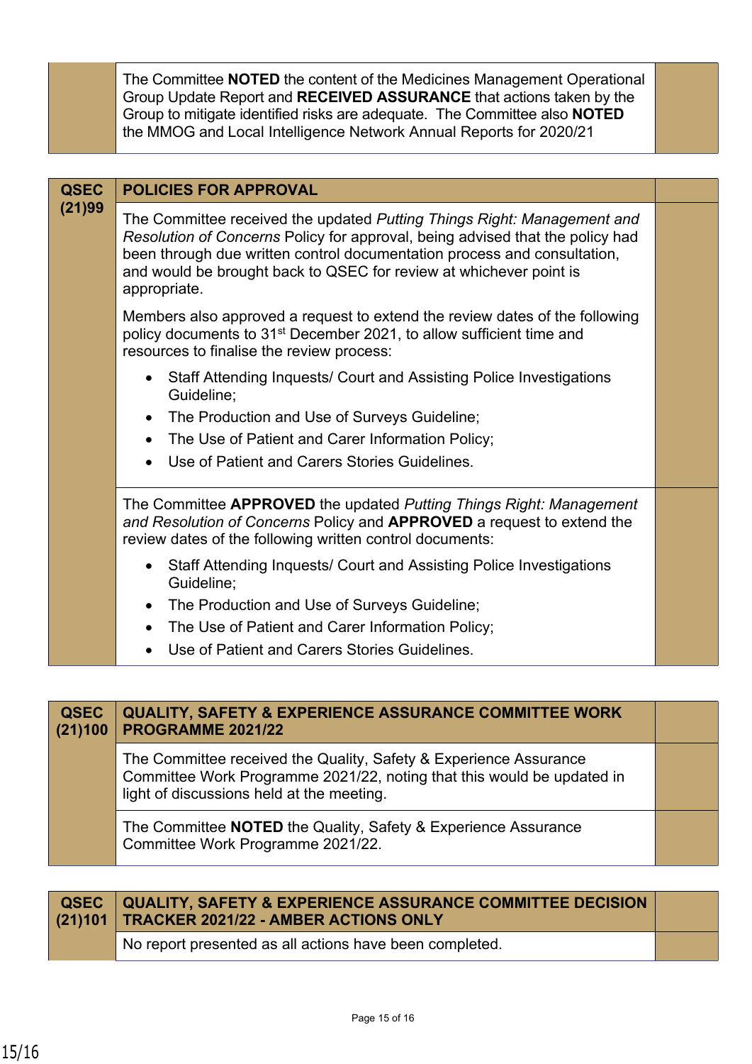| | | |
|---|---|---|
| | The Committee **NOTED** the content of the Medicines Management Operational Group Update Report and **RECEIVED ASSURANCE** that actions taken by the Group to mitigate identified risks are adequate. The Committee also **NOTED** the MMOG and Local Intelligence Network Annual Reports for 2020/21 | |

| | | |
|---|---|---|
| **QSEC (21)99** | **POLICIES FOR APPROVAL** | |
| | The Committee received the updated *Putting Things Right: Management and Resolution of Concerns* Policy for approval, being advised that the policy had been through due written control documentation process and consultation, and would be brought back to QSEC for review at whichever point is appropriate.<br><br>Members also approved a request to extend the review dates of the following policy documents to 31st December 2021, to allow sufficient time and resources to finalise the review process:<br>• Staff Attending Inquests/ Court and Assisting Police Investigations Guideline;<br>• The Production and Use of Surveys Guideline;<br>• The Use of Patient and Carer Information Policy;<br>• Use of Patient and Carers Stories Guidelines. | |
| | The Committee **APPROVED** the updated *Putting Things Right: Management and Resolution of Concerns* Policy and **APPROVED** a request to extend the review dates of the following written control documents:<br>• Staff Attending Inquests/ Court and Assisting Police Investigations Guideline;<br>• The Production and Use of Surveys Guideline;<br>• The Use of Patient and Carer Information Policy;<br>• Use of Patient and Carers Stories Guidelines. | |

| | | |
|---|---|---|
| **QSEC (21)100** | **QUALITY, SAFETY & EXPERIENCE ASSURANCE COMMITTEE WORK PROGRAMME 2021/22** | |
| | The Committee received the Quality, Safety & Experience Assurance Committee Work Programme 2021/22, noting that this would be updated in light of discussions held at the meeting. | |
| | The Committee **NOTED** the Quality, Safety & Experience Assurance Committee Work Programme 2021/22. | |

| | | |
|---|---|---|
| **QSEC (21)101** | **QUALITY, SAFETY & EXPERIENCE ASSURANCE COMMITTEE DECISION TRACKER 2021/22 - AMBER ACTIONS ONLY** | |
| | No report presented as all actions have been completed. | |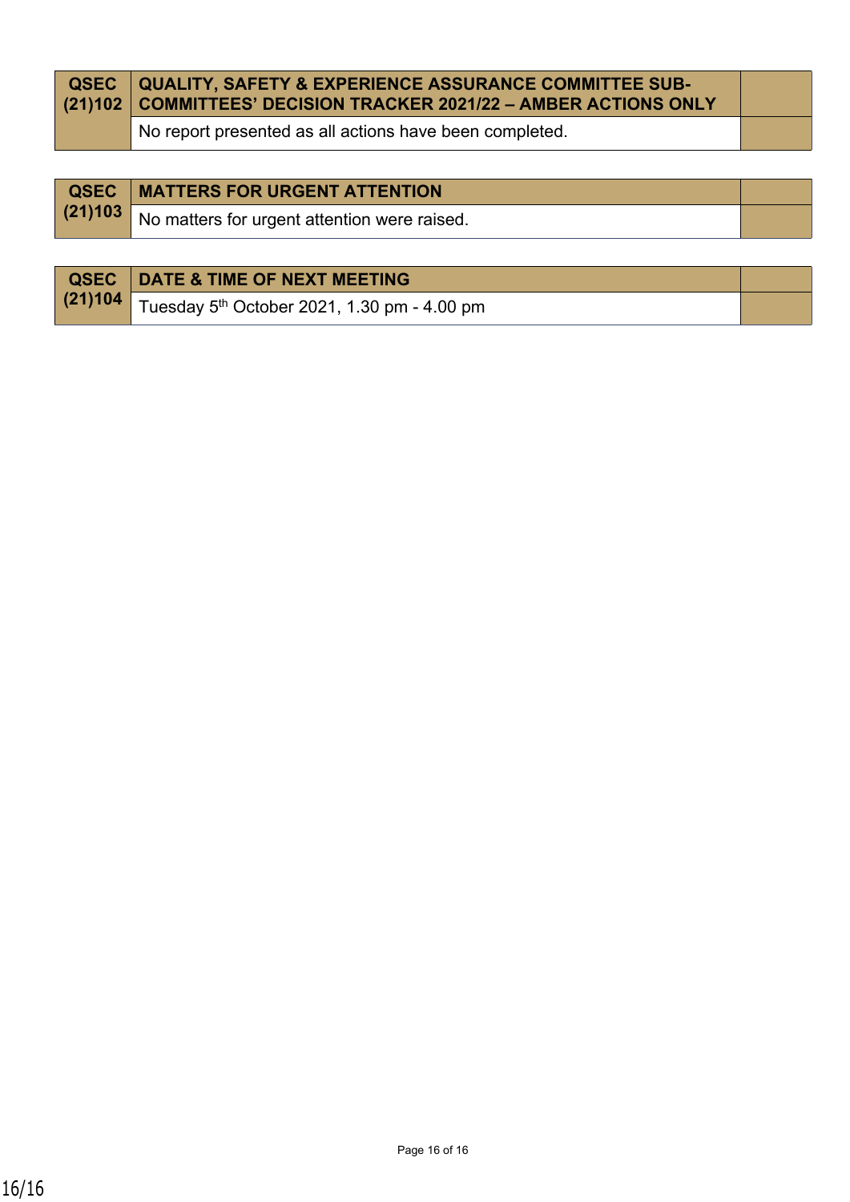| | | |
|---|---|---|
| QSEC (21)102 | **QUALITY, SAFETY & EXPERIENCE ASSURANCE COMMITTEE SUB-COMMITTEES' DECISION TRACKER 2021/22 – AMBER ACTIONS ONLY** | |
| | No report presented as all actions have been completed. | |

| | | |
|---|---|---|
| QSEC (21)103 | **MATTERS FOR URGENT ATTENTION** | |
| | No matters for urgent attention were raised. | |

| | | |
|---|---|---|
| QSEC (21)104 | **DATE & TIME OF NEXT MEETING** | |
| | Tuesday 5th October 2021, 1.30 pm - 4.00 pm | |